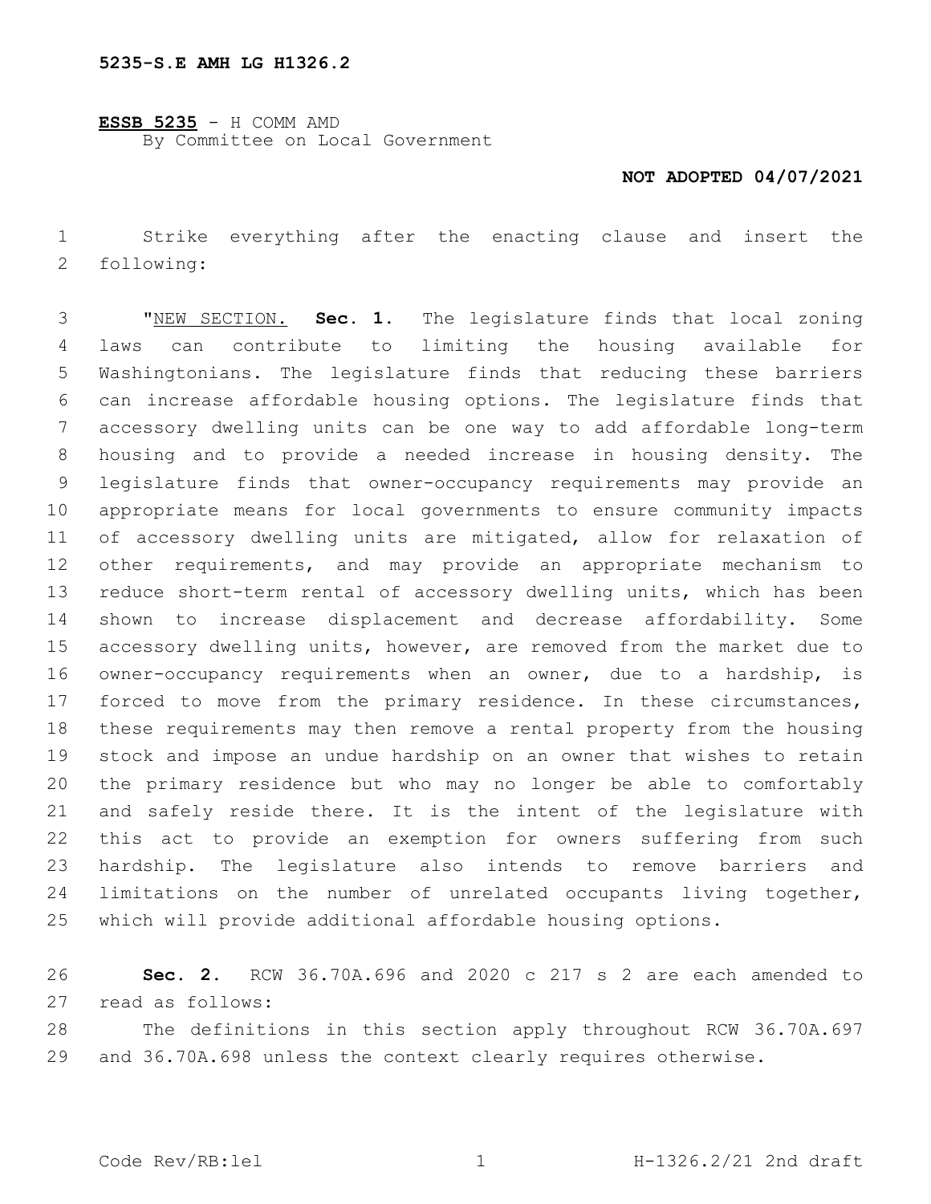**5235-S.E AMH LG H1326.2**

**ESSB 5235** - H COMM AMD
By Committee on Local Government

**NOT ADOPTED 04/07/2021**

Strike everything after the enacting clause and insert the following:

"NEW SECTION. **Sec. 1.** The legislature finds that local zoning laws can contribute to limiting the housing available for Washingtonians. The legislature finds that reducing these barriers can increase affordable housing options. The legislature finds that accessory dwelling units can be one way to add affordable long-term housing and to provide a needed increase in housing density. The legislature finds that owner-occupancy requirements may provide an appropriate means for local governments to ensure community impacts of accessory dwelling units are mitigated, allow for relaxation of other requirements, and may provide an appropriate mechanism to reduce short-term rental of accessory dwelling units, which has been shown to increase displacement and decrease affordability. Some accessory dwelling units, however, are removed from the market due to owner-occupancy requirements when an owner, due to a hardship, is forced to move from the primary residence. In these circumstances, these requirements may then remove a rental property from the housing stock and impose an undue hardship on an owner that wishes to retain the primary residence but who may no longer be able to comfortably and safely reside there. It is the intent of the legislature with this act to provide an exemption for owners suffering from such hardship. The legislature also intends to remove barriers and limitations on the number of unrelated occupants living together, which will provide additional affordable housing options.

**Sec. 2.** RCW 36.70A.696 and 2020 c 217 s 2 are each amended to read as follows:

The definitions in this section apply throughout RCW 36.70A.697 and 36.70A.698 unless the context clearly requires otherwise.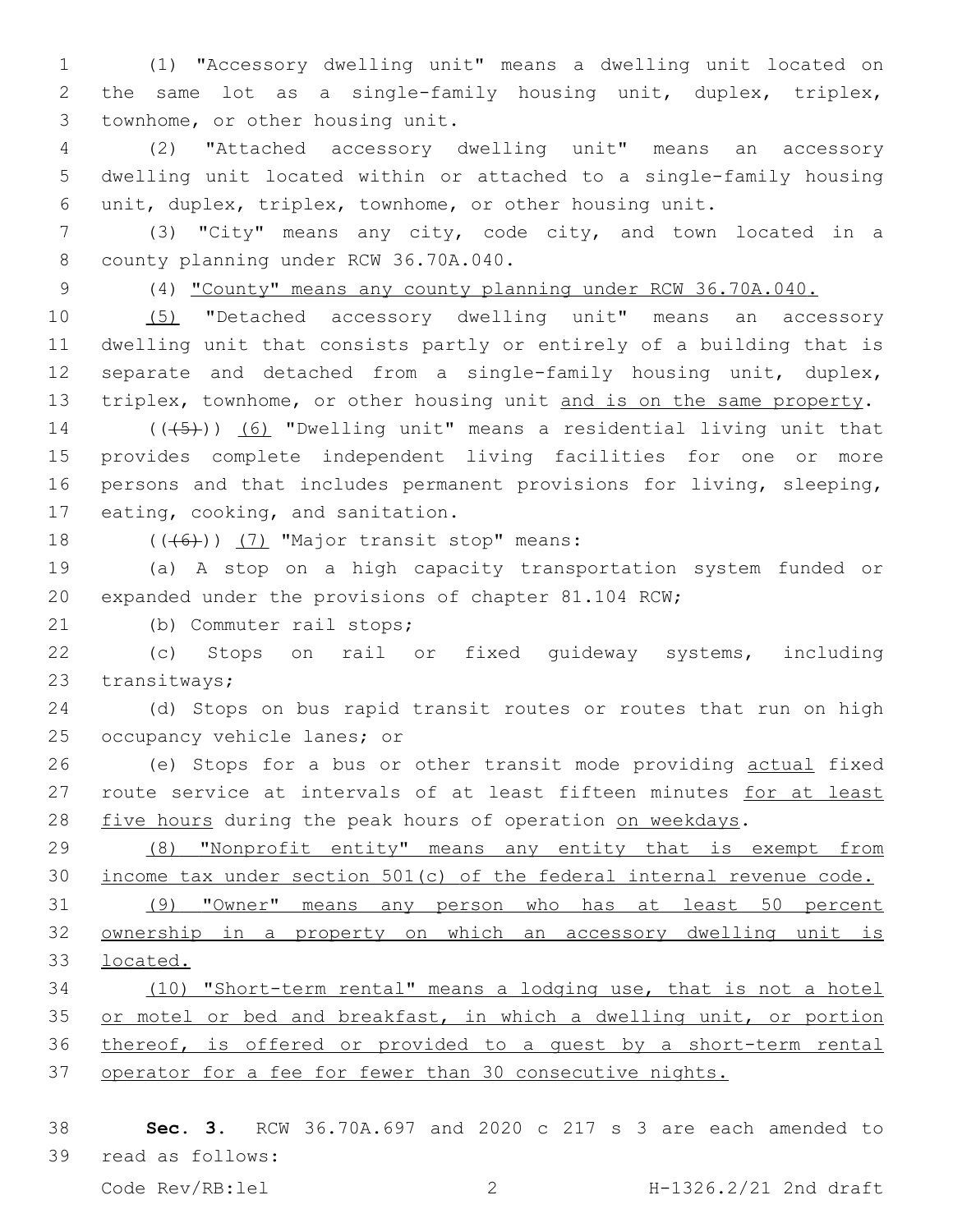(1) "Accessory dwelling unit" means a dwelling unit located on the same lot as a single-family housing unit, duplex, triplex, townhome, or other housing unit.

(2) "Attached accessory dwelling unit" means an accessory dwelling unit located within or attached to a single-family housing unit, duplex, triplex, townhome, or other housing unit.

(3) "City" means any city, code city, and town located in a county planning under RCW 36.70A.040.

(4) <u>"County" means any county planning under RCW 36.70A.040.</u>

<u>(5)</u> "Detached accessory dwelling unit" means an accessory dwelling unit that consists partly or entirely of a building that is separate and detached from a single-family housing unit, duplex, triplex, townhome, or other housing unit <u>and is on the same property</u>.

(~~(5)~~) <u>(6)</u> "Dwelling unit" means a residential living unit that provides complete independent living facilities for one or more persons and that includes permanent provisions for living, sleeping, eating, cooking, and sanitation.

(~~(6)~~) <u>(7)</u> "Major transit stop" means:

(a) A stop on a high capacity transportation system funded or expanded under the provisions of chapter 81.104 RCW;

(b) Commuter rail stops;

(c) Stops on rail or fixed guideway systems, including transitways;

(d) Stops on bus rapid transit routes or routes that run on high occupancy vehicle lanes; or

(e) Stops for a bus or other transit mode providing <u>actual</u> fixed route service at intervals of at least fifteen minutes <u>for at least five hours</u> during the peak hours of operation <u>on weekdays</u>.

<u>(8) "Nonprofit entity" means any entity that is exempt from income tax under section 501(c) of the federal internal revenue code.</u>

<u>(9) "Owner" means any person who has at least 50 percent ownership in a property on which an accessory dwelling unit is located.</u>

<u>(10) "Short-term rental" means a lodging use, that is not a hotel or motel or bed and breakfast, in which a dwelling unit, or portion thereof, is offered or provided to a guest by a short-term rental operator for a fee for fewer than 30 consecutive nights.</u>

**Sec. 3.** RCW 36.70A.697 and 2020 c 217 s 3 are each amended to read as follows: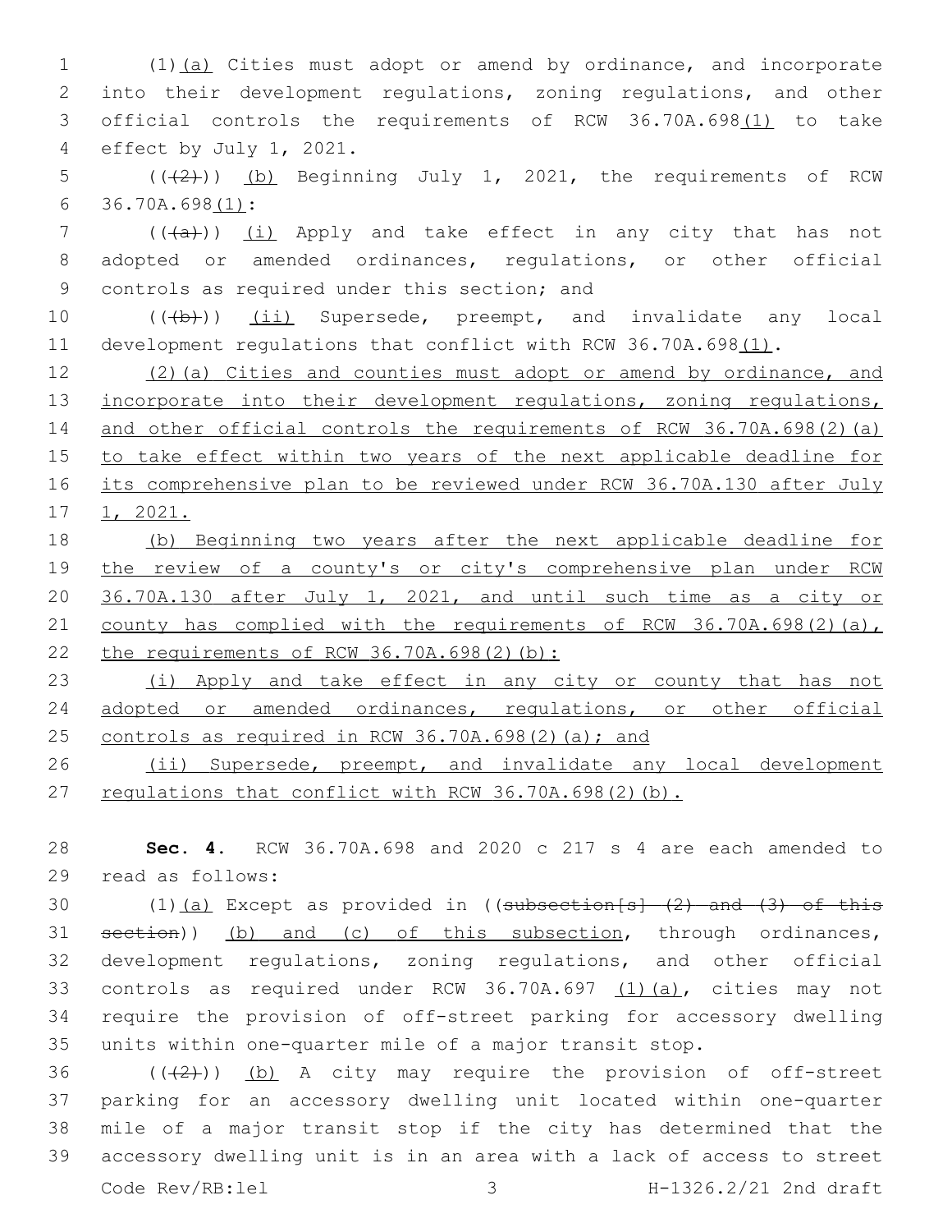(1)(a) Cities must adopt or amend by ordinance, and incorporate into their development regulations, zoning regulations, and other official controls the requirements of RCW 36.70A.698(1) to take effect by July 1, 2021.

(((2))) (b) Beginning July 1, 2021, the requirements of RCW 36.70A.698(1):

(((a))) (i) Apply and take effect in any city that has not adopted or amended ordinances, regulations, or other official controls as required under this section; and

(((b))) (ii) Supersede, preempt, and invalidate any local development regulations that conflict with RCW 36.70A.698(1).

(2)(a) Cities and counties must adopt or amend by ordinance, and incorporate into their development regulations, zoning regulations, and other official controls the requirements of RCW 36.70A.698(2)(a) to take effect within two years of the next applicable deadline for its comprehensive plan to be reviewed under RCW 36.70A.130 after July 1, 2021.

(b) Beginning two years after the next applicable deadline for the review of a county's or city's comprehensive plan under RCW 36.70A.130 after July 1, 2021, and until such time as a city or county has complied with the requirements of RCW 36.70A.698(2)(a), the requirements of RCW 36.70A.698(2)(b):

(i) Apply and take effect in any city or county that has not adopted or amended ordinances, regulations, or other official controls as required in RCW 36.70A.698(2)(a); and

(ii) Supersede, preempt, and invalidate any local development regulations that conflict with RCW 36.70A.698(2)(b).

**Sec. 4.** RCW 36.70A.698 and 2020 c 217 s 4 are each amended to read as follows:

(1)(a) Except as provided in ((subsection[s] (2) and (3) of this section)) (b) and (c) of this subsection, through ordinances, development regulations, zoning regulations, and other official controls as required under RCW 36.70A.697 (1)(a), cities may not require the provision of off-street parking for accessory dwelling units within one-quarter mile of a major transit stop.

(((2))) (b) A city may require the provision of off-street parking for an accessory dwelling unit located within one-quarter mile of a major transit stop if the city has determined that the accessory dwelling unit is in an area with a lack of access to street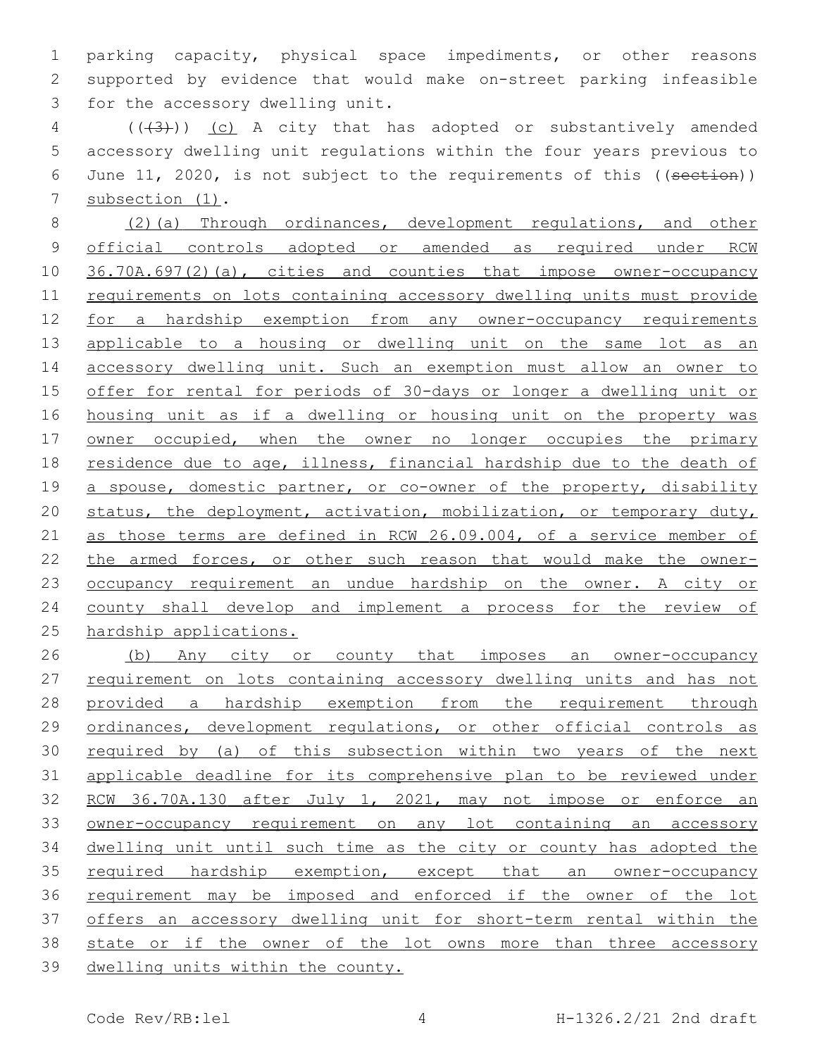parking capacity, physical space impediments, or other reasons supported by evidence that would make on-street parking infeasible for the accessory dwelling unit.

((~~(3)~~)) (c) A city that has adopted or substantively amended accessory dwelling unit regulations within the four years previous to June 11, 2020, is not subject to the requirements of this ((~~section~~)) subsection (1).

(2)(a) Through ordinances, development regulations, and other official controls adopted or amended as required under RCW 36.70A.697(2)(a), cities and counties that impose owner-occupancy requirements on lots containing accessory dwelling units must provide for a hardship exemption from any owner-occupancy requirements applicable to a housing or dwelling unit on the same lot as an accessory dwelling unit. Such an exemption must allow an owner to offer for rental for periods of 30-days or longer a dwelling unit or housing unit as if a dwelling or housing unit on the property was owner occupied, when the owner no longer occupies the primary residence due to age, illness, financial hardship due to the death of a spouse, domestic partner, or co-owner of the property, disability status, the deployment, activation, mobilization, or temporary duty, as those terms are defined in RCW 26.09.004, of a service member of the armed forces, or other such reason that would make the owner-occupancy requirement an undue hardship on the owner. A city or county shall develop and implement a process for the review of hardship applications.

(b) Any city or county that imposes an owner-occupancy requirement on lots containing accessory dwelling units and has not provided a hardship exemption from the requirement through ordinances, development regulations, or other official controls as required by (a) of this subsection within two years of the next applicable deadline for its comprehensive plan to be reviewed under RCW 36.70A.130 after July 1, 2021, may not impose or enforce an owner-occupancy requirement on any lot containing an accessory dwelling unit until such time as the city or county has adopted the required hardship exemption, except that an owner-occupancy requirement may be imposed and enforced if the owner of the lot offers an accessory dwelling unit for short-term rental within the state or if the owner of the lot owns more than three accessory dwelling units within the county.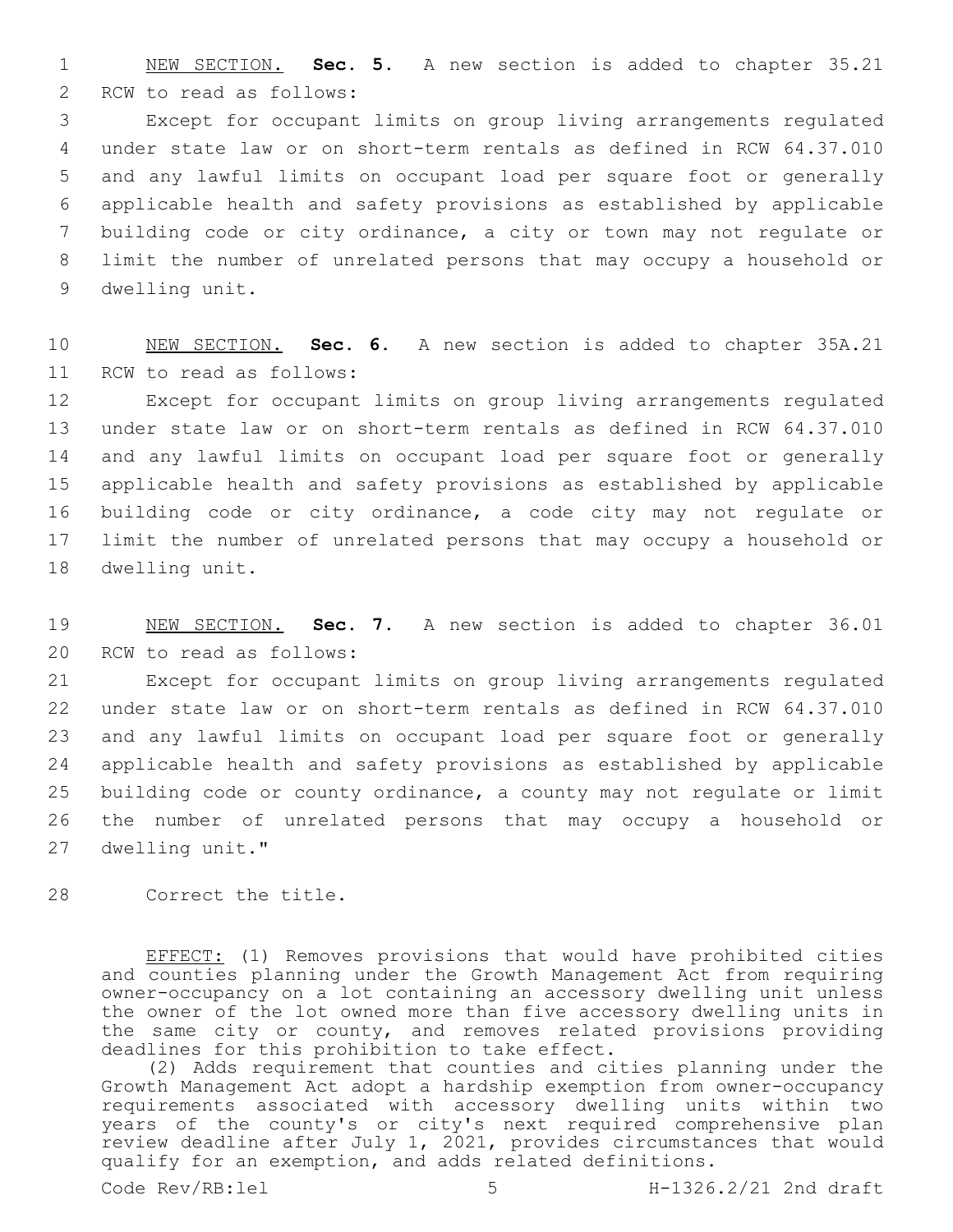NEW SECTION. **Sec. 5.** A new section is added to chapter 35.21 RCW to read as follows:

Except for occupant limits on group living arrangements regulated under state law or on short-term rentals as defined in RCW 64.37.010 and any lawful limits on occupant load per square foot or generally applicable health and safety provisions as established by applicable building code or city ordinance, a city or town may not regulate or limit the number of unrelated persons that may occupy a household or dwelling unit.

NEW SECTION. **Sec. 6.** A new section is added to chapter 35A.21 RCW to read as follows:

Except for occupant limits on group living arrangements regulated under state law or on short-term rentals as defined in RCW 64.37.010 and any lawful limits on occupant load per square foot or generally applicable health and safety provisions as established by applicable building code or city ordinance, a code city may not regulate or limit the number of unrelated persons that may occupy a household or dwelling unit.

NEW SECTION. **Sec. 7.** A new section is added to chapter 36.01 RCW to read as follows:

Except for occupant limits on group living arrangements regulated under state law or on short-term rentals as defined in RCW 64.37.010 and any lawful limits on occupant load per square foot or generally applicable health and safety provisions as established by applicable building code or county ordinance, a county may not regulate or limit the number of unrelated persons that may occupy a household or dwelling unit."

Correct the title.

EFFECT: (1) Removes provisions that would have prohibited cities and counties planning under the Growth Management Act from requiring owner-occupancy on a lot containing an accessory dwelling unit unless the owner of the lot owned more than five accessory dwelling units in the same city or county, and removes related provisions providing deadlines for this prohibition to take effect.

(2) Adds requirement that counties and cities planning under the Growth Management Act adopt a hardship exemption from owner-occupancy requirements associated with accessory dwelling units within two years of the county's or city's next required comprehensive plan review deadline after July 1, 2021, provides circumstances that would qualify for an exemption, and adds related definitions.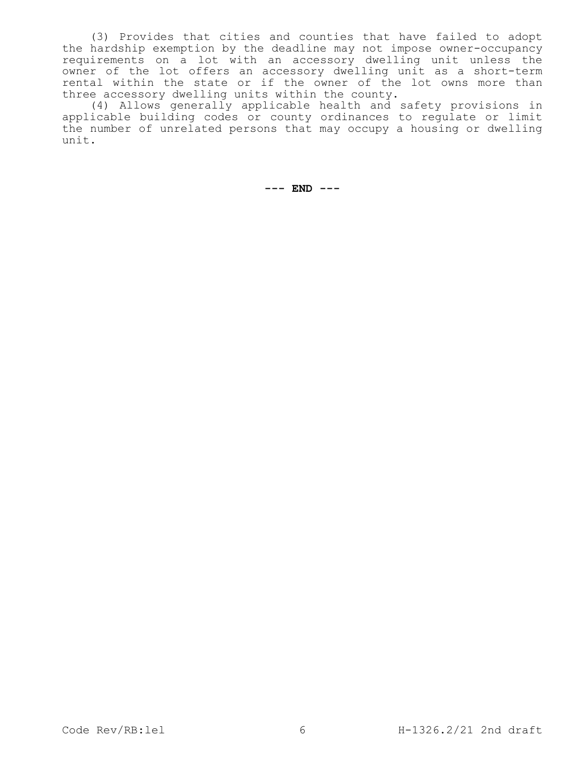(3) Provides that cities and counties that have failed to adopt the hardship exemption by the deadline may not impose owner-occupancy requirements on a lot with an accessory dwelling unit unless the owner of the lot offers an accessory dwelling unit as a short-term rental within the state or if the owner of the lot owns more than three accessory dwelling units within the county.

(4) Allows generally applicable health and safety provisions in applicable building codes or county ordinances to regulate or limit the number of unrelated persons that may occupy a housing or dwelling unit.

**--- END ---**